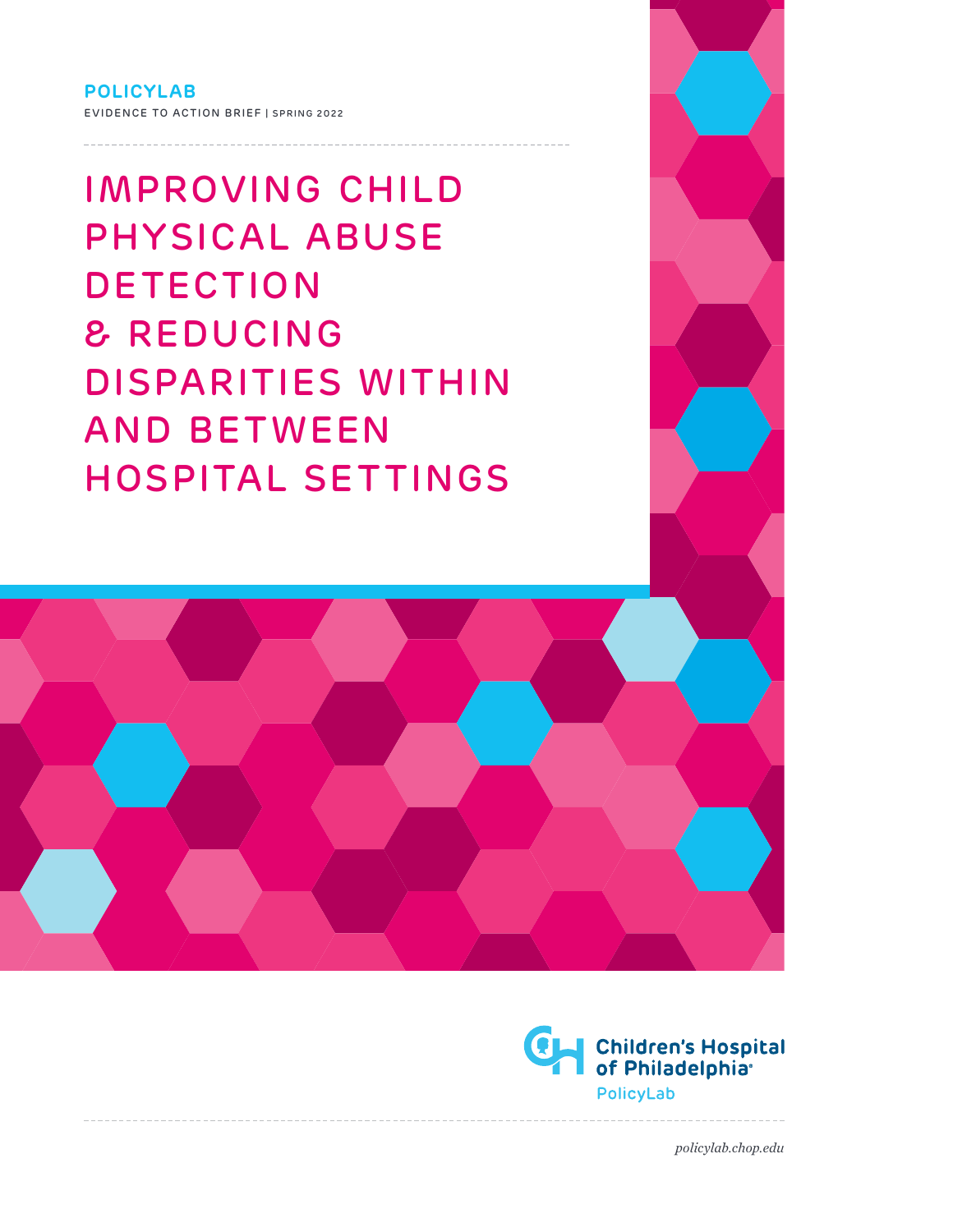**POLICYLAB**

EVIDENCE TO ACTION BRIEF | SPRING 2022

# IMPROVING CHILD PHYSICAL ABUSE DETECTION & REDUCING DISPARITIES WITHIN AND BETWEEN HOSPITAL SETTINGS

Children's Hospital of Philadelphia

PolicyLab

*policylab.chop.edu*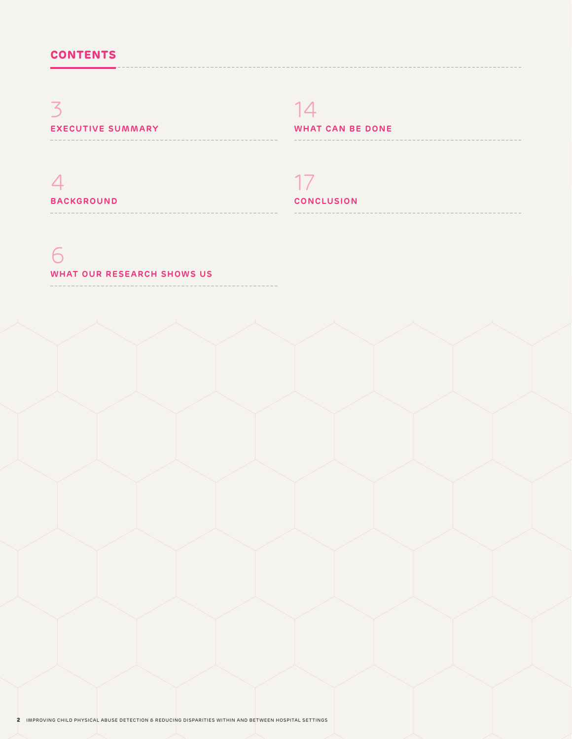## CONTENTS

3
**EXECUTIVE SUMMARY**

4
**BACKGROUND**

6
**WHAT OUR RESEARCH SHOWS US**

14
**WHAT CAN BE DONE**

17
**CONCLUSION**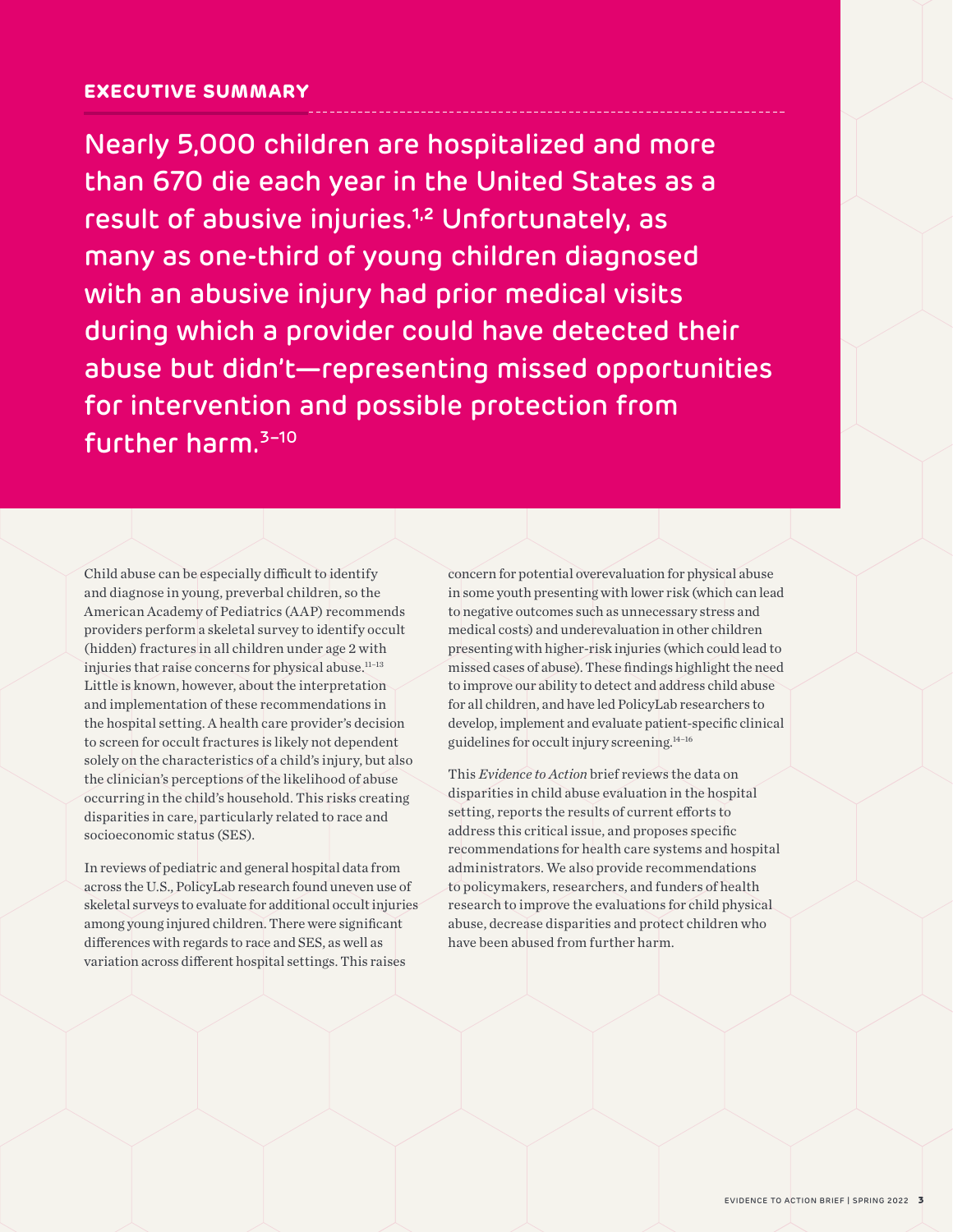## EXECUTIVE SUMMARY

**Nearly 5,000 children are hospitalized and more than 670 die each year in the United States as a result of abusive injuries.[1,2] Unfortunately, as many as one-third of young children diagnosed with an abusive injury had prior medical visits during which a provider could have detected their abuse but didn't—representing missed opportunities for intervention and possible protection from further harm.[3–10]**

Child abuse can be especially difficult to identify and diagnose in young, preverbal children, so the American Academy of Pediatrics (AAP) recommends providers perform a skeletal survey to identify occult (hidden) fractures in all children under age 2 with injuries that raise concerns for physical abuse.[11–13] Little is known, however, about the interpretation and implementation of these recommendations in the hospital setting. A health care provider's decision to screen for occult fractures is likely not dependent solely on the characteristics of a child's injury, but also the clinician's perceptions of the likelihood of abuse occurring in the child's household. This risks creating disparities in care, particularly related to race and socioeconomic status (SES).

In reviews of pediatric and general hospital data from across the U.S., PolicyLab research found uneven use of skeletal surveys to evaluate for additional occult injuries among young injured children. There were significant differences with regards to race and SES, as well as variation across different hospital settings. This raises concern for potential overevaluation for physical abuse in some youth presenting with lower risk (which can lead to negative outcomes such as unnecessary stress and medical costs) and underevaluation in other children presenting with higher-risk injuries (which could lead to missed cases of abuse). These findings highlight the need to improve our ability to detect and address child abuse for all children, and have led PolicyLab researchers to develop, implement and evaluate patient-specific clinical guidelines for occult injury screening.[14–16]

This *Evidence to Action* brief reviews the data on disparities in child abuse evaluation in the hospital setting, reports the results of current efforts to address this critical issue, and proposes specific recommendations for health care systems and hospital administrators. We also provide recommendations to policymakers, researchers, and funders of health research to improve the evaluations for child physical abuse, decrease disparities and protect children who have been abused from further harm.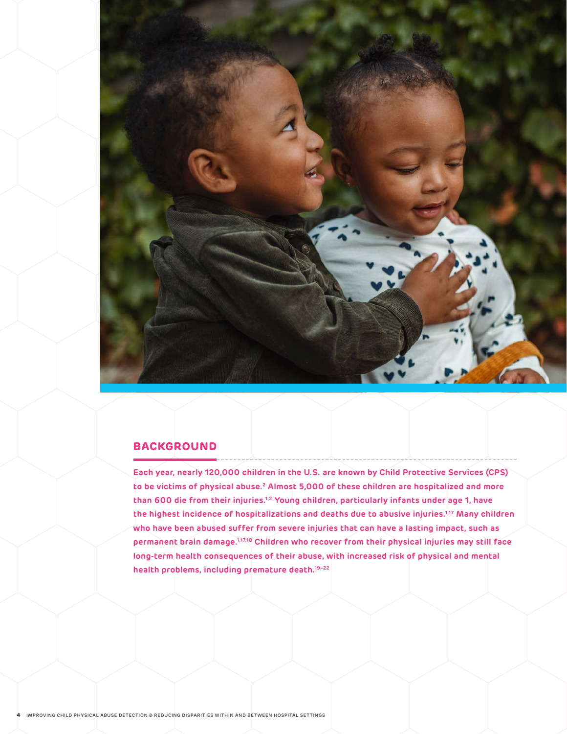## BACKGROUND

Each year, nearly 120,000 children in the U.S. are known by Child Protective Services (CPS) to be victims of physical abuse.[2] Almost 5,000 of these children are hospitalized and more than 600 die from their injuries.[1,2] Young children, particularly infants under age 1, have the highest incidence of hospitalizations and deaths due to abusive injuries.[1,17] Many children who have been abused suffer from severe injuries that can have a lasting impact, such as permanent brain damage.[1,17,18] Children who recover from their physical injuries may still face long-term health consequences of their abuse, with increased risk of physical and mental health problems, including premature death.[19–22]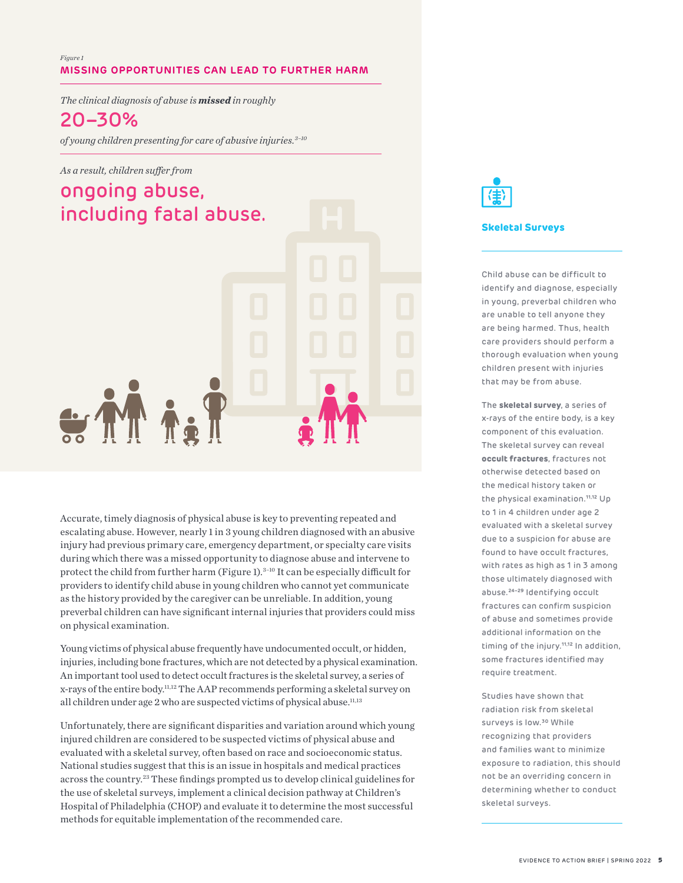*Figure 1*

**MISSING OPPORTUNITIES CAN LEAD TO FURTHER HARM**

*The clinical diagnosis of abuse is **missed** in roughly*

**20–30%**

*of young children presenting for care of abusive injuries.*[3–10]

*As a result, children suffer from*

**ongoing abuse, including fatal abuse.**

Accurate, timely diagnosis of physical abuse is key to preventing repeated and escalating abuse. However, nearly 1 in 3 young children diagnosed with an abusive injury had previous primary care, emergency department, or specialty care visits during which there was a missed opportunity to diagnose abuse and intervene to protect the child from further harm (Figure 1).[3–10] It can be especially difficult for providers to identify child abuse in young children who cannot yet communicate as the history provided by the caregiver can be unreliable. In addition, young preverbal children can have significant internal injuries that providers could miss on physical examination.

Young victims of physical abuse frequently have undocumented occult, or hidden, injuries, including bone fractures, which are not detected by a physical examination. An important tool used to detect occult fractures is the skeletal survey, a series of x-rays of the entire body.[11,12] The AAP recommends performing a skeletal survey on all children under age 2 who are suspected victims of physical abuse.[11,13]

Unfortunately, there are significant disparities and variation around which young injured children are considered to be suspected victims of physical abuse and evaluated with a skeletal survey, often based on race and socioeconomic status. National studies suggest that this is an issue in hospitals and medical practices across the country.[23] These findings prompted us to develop clinical guidelines for the use of skeletal surveys, implement a clinical decision pathway at Children's Hospital of Philadelphia (CHOP) and evaluate it to determine the most successful methods for equitable implementation of the recommended care.

### Skeletal Surveys

Child abuse can be difficult to identify and diagnose, especially in young, preverbal children who are unable to tell anyone they are being harmed. Thus, health care providers should perform a thorough evaluation when young children present with injuries that may be from abuse.

The **skeletal survey**, a series of x-rays of the entire body, is a key component of this evaluation. The skeletal survey can reveal **occult fractures**, fractures not otherwise detected based on the medical history taken or the physical examination.[11,12] Up to 1 in 4 children under age 2 evaluated with a skeletal survey due to a suspicion for abuse are found to have occult fractures, with rates as high as 1 in 3 among those ultimately diagnosed with abuse.[24–29] Identifying occult fractures can confirm suspicion of abuse and sometimes provide additional information on the timing of the injury.[11,12] In addition, some fractures identified may require treatment.

Studies have shown that radiation risk from skeletal surveys is low.[30] While recognizing that providers and families want to minimize exposure to radiation, this should not be an overriding concern in determining whether to conduct skeletal surveys.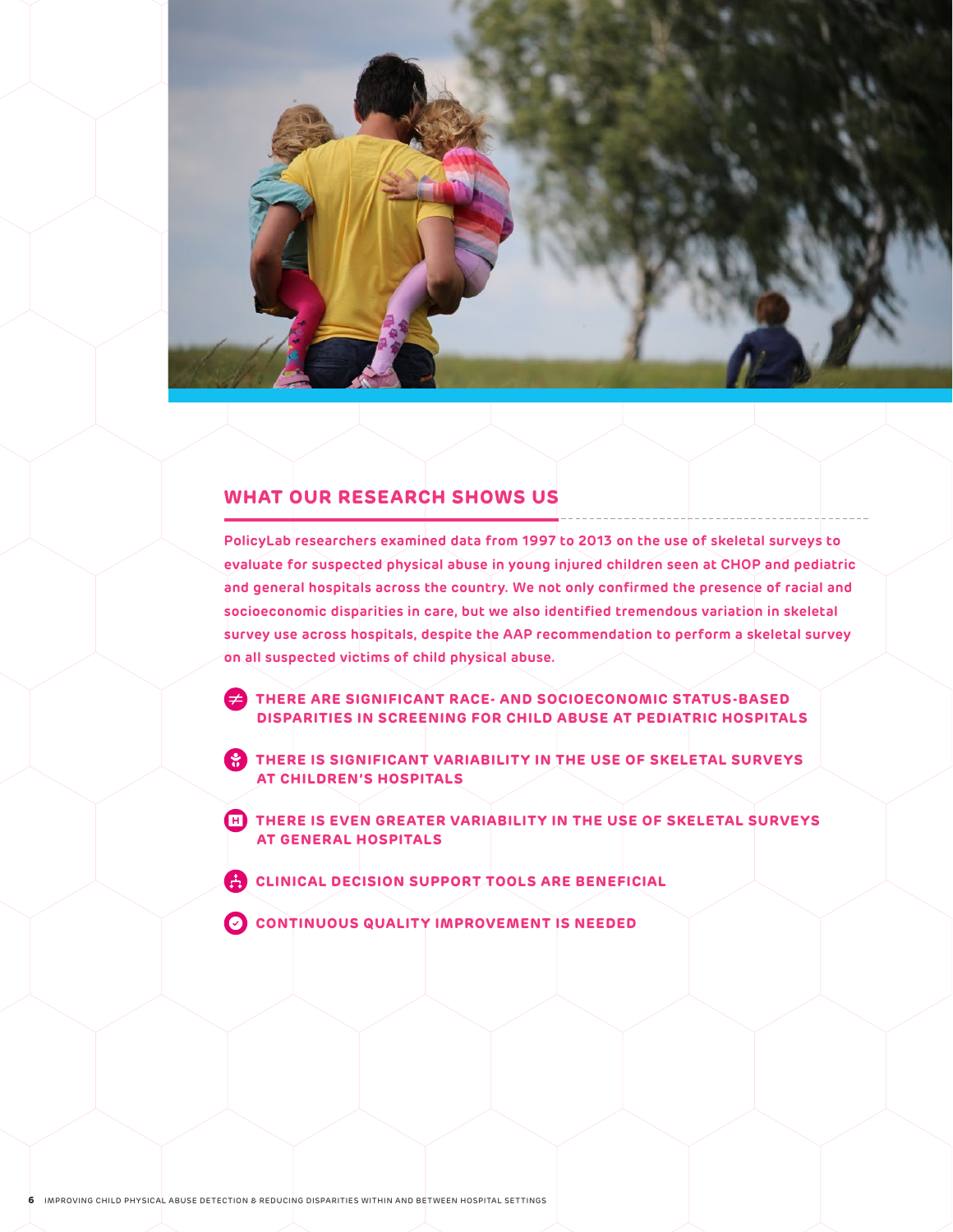## WHAT OUR RESEARCH SHOWS US

**PolicyLab researchers examined data from 1997 to 2013 on the use of skeletal surveys to evaluate for suspected physical abuse in young injured children seen at CHOP and pediatric and general hospitals across the country. We not only confirmed the presence of racial and socioeconomic disparities in care, but we also identified tremendous variation in skeletal survey use across hospitals, despite the AAP recommendation to perform a skeletal survey on all suspected victims of child physical abuse.**

- **THERE ARE SIGNIFICANT RACE- AND SOCIOECONOMIC STATUS-BASED DISPARITIES IN SCREENING FOR CHILD ABUSE AT PEDIATRIC HOSPITALS**
- **THERE IS SIGNIFICANT VARIABILITY IN THE USE OF SKELETAL SURVEYS AT CHILDREN'S HOSPITALS**
- **THERE IS EVEN GREATER VARIABILITY IN THE USE OF SKELETAL SURVEYS AT GENERAL HOSPITALS**
- **CLINICAL DECISION SUPPORT TOOLS ARE BENEFICIAL**
- **CONTINUOUS QUALITY IMPROVEMENT IS NEEDED**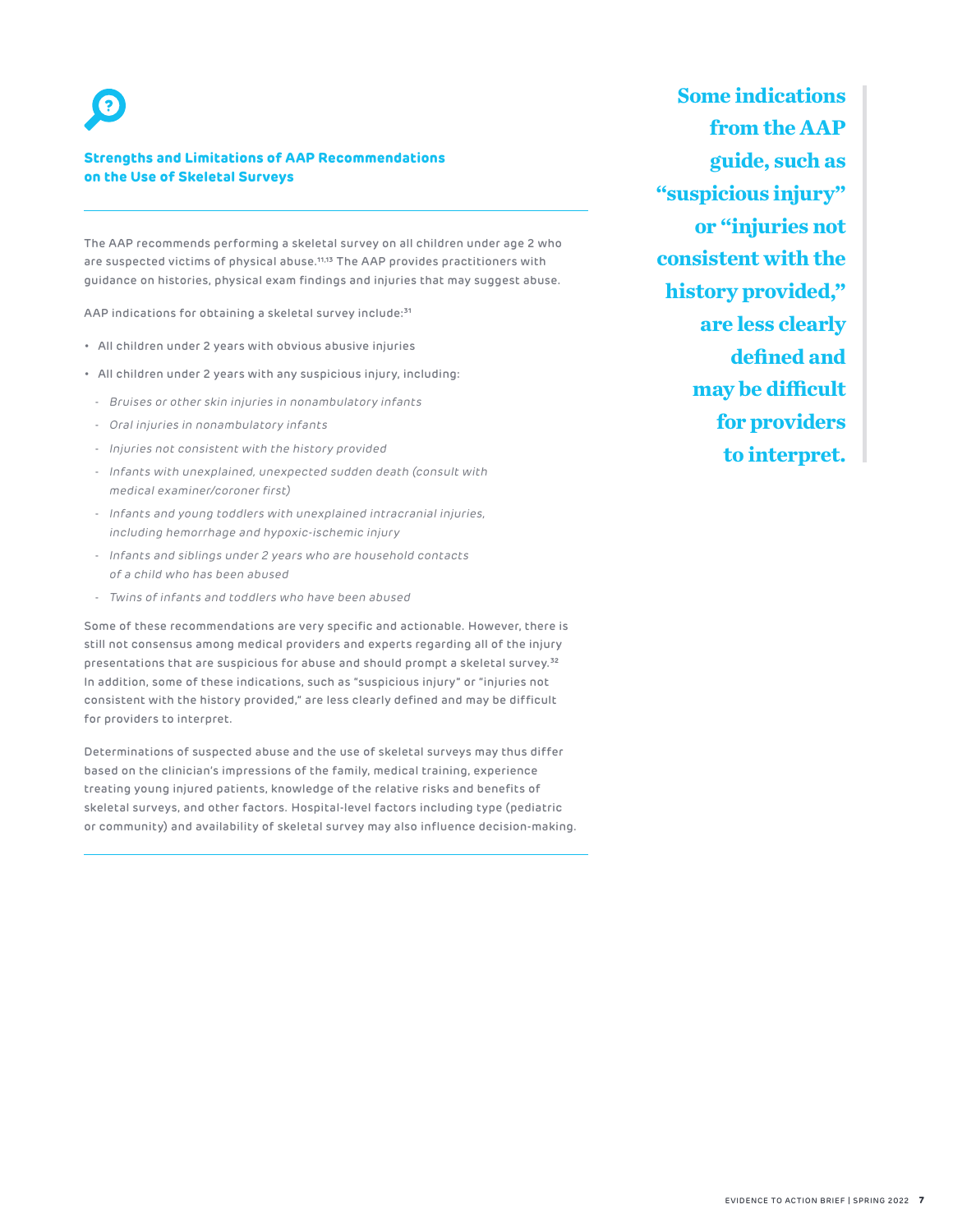## Strengths and Limitations of AAP Recommendations on the Use of Skeletal Surveys

The AAP recommends performing a skeletal survey on all children under age 2 who are suspected victims of physical abuse.[11,13] The AAP provides practitioners with guidance on histories, physical exam findings and injuries that may suggest abuse.

AAP indications for obtaining a skeletal survey include:[31]

- All children under 2 years with obvious abusive injuries
- All children under 2 years with any suspicious injury, including:
  - *Bruises or other skin injuries in nonambulatory infants*
  - *Oral injuries in nonambulatory infants*
  - *Injuries not consistent with the history provided*
  - *Infants with unexplained, unexpected sudden death (consult with medical examiner/coroner first)*
  - *Infants and young toddlers with unexplained intracranial injuries, including hemorrhage and hypoxic-ischemic injury*
  - *Infants and siblings under 2 years who are household contacts of a child who has been abused*
  - *Twins of infants and toddlers who have been abused*

Some of these recommendations are very specific and actionable. However, there is still not consensus among medical providers and experts regarding all of the injury presentations that are suspicious for abuse and should prompt a skeletal survey.[32] In addition, some of these indications, such as "suspicious injury" or "injuries not consistent with the history provided," are less clearly defined and may be difficult for providers to interpret.

Determinations of suspected abuse and the use of skeletal surveys may thus differ based on the clinician's impressions of the family, medical training, experience treating young injured patients, knowledge of the relative risks and benefits of skeletal surveys, and other factors. Hospital-level factors including type (pediatric or community) and availability of skeletal survey may also influence decision-making.

**Some indications from the AAP guide, such as "suspicious injury" or "injuries not consistent with the history provided," are less clearly defined and may be difficult for providers to interpret.**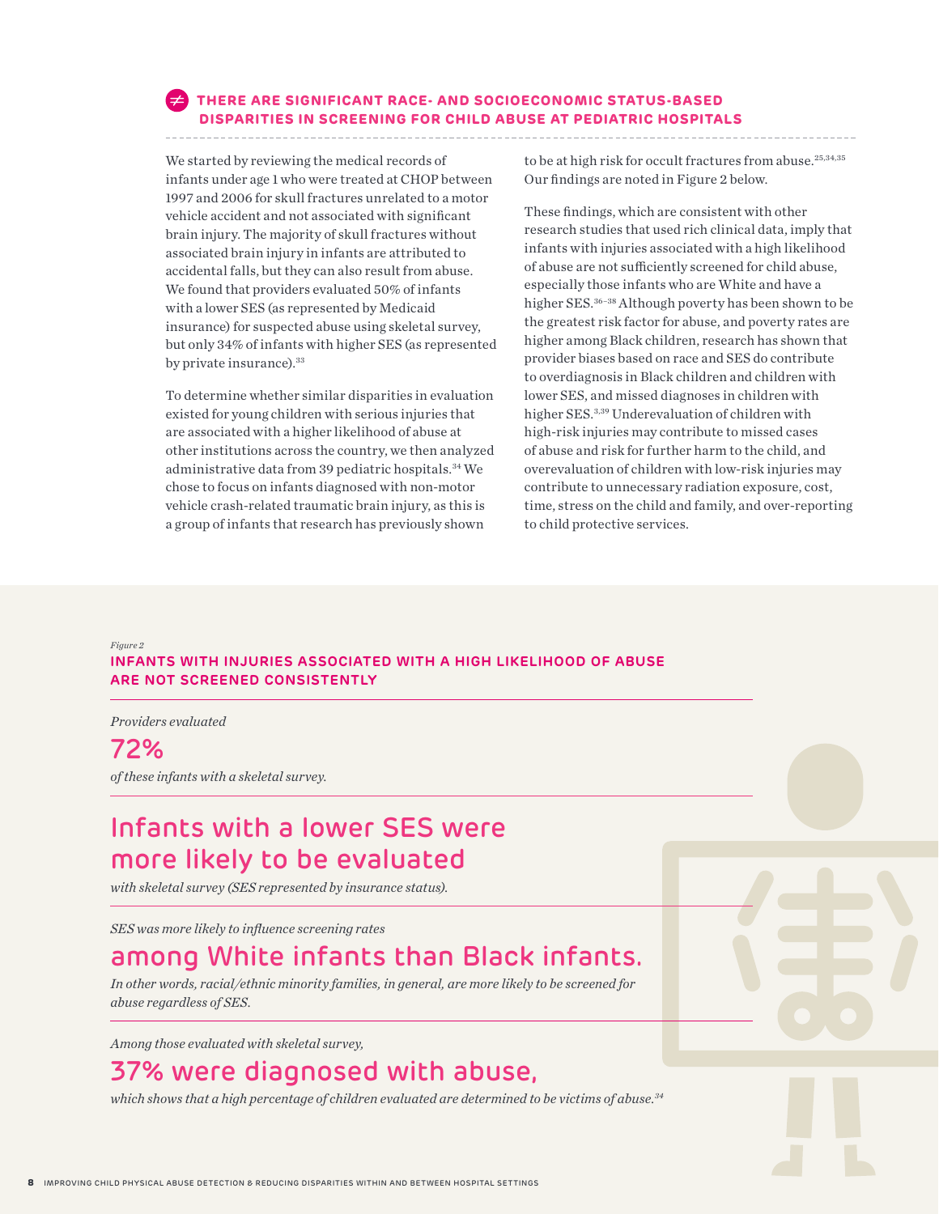## ≠ THERE ARE SIGNIFICANT RACE- AND SOCIOECONOMIC STATUS-BASED DISPARITIES IN SCREENING FOR CHILD ABUSE AT PEDIATRIC HOSPITALS

We started by reviewing the medical records of infants under age 1 who were treated at CHOP between 1997 and 2006 for skull fractures unrelated to a motor vehicle accident and not associated with significant brain injury. The majority of skull fractures without associated brain injury in infants are attributed to accidental falls, but they can also result from abuse. We found that providers evaluated 50% of infants with a lower SES (as represented by Medicaid insurance) for suspected abuse using skeletal survey, but only 34% of infants with higher SES (as represented by private insurance).[33]

To determine whether similar disparities in evaluation existed for young children with serious injuries that are associated with a higher likelihood of abuse at other institutions across the country, we then analyzed administrative data from 39 pediatric hospitals.[34] We chose to focus on infants diagnosed with non-motor vehicle crash-related traumatic brain injury, as this is a group of infants that research has previously shown to be at high risk for occult fractures from abuse.[25,34,35] Our findings are noted in Figure 2 below.

These findings, which are consistent with other research studies that used rich clinical data, imply that infants with injuries associated with a high likelihood of abuse are not sufficiently screened for child abuse, especially those infants who are White and have a higher SES.[36–38] Although poverty has been shown to be the greatest risk factor for abuse, and poverty rates are higher among Black children, research has shown that provider biases based on race and SES do contribute to overdiagnosis in Black children and children with lower SES, and missed diagnoses in children with higher SES.[3,39] Underevaluation of children with high-risk injuries may contribute to missed cases of abuse and risk for further harm to the child, and overevaluation of children with low-risk injuries may contribute to unnecessary radiation exposure, cost, time, stress on the child and family, and over-reporting to child protective services.

*Figure 2*

### INFANTS WITH INJURIES ASSOCIATED WITH A HIGH LIKELIHOOD OF ABUSE ARE NOT SCREENED CONSISTENTLY

*Providers evaluated*

**72%**

*of these infants with a skeletal survey.*

**Infants with a lower SES were more likely to be evaluated**

*with skeletal survey (SES represented by insurance status).*

*SES was more likely to influence screening rates*

**among White infants than Black infants.**

*In other words, racial/ethnic minority families, in general, are more likely to be screened for abuse regardless of SES.*

*Among those evaluated with skeletal survey,*

**37% were diagnosed with abuse,**

*which shows that a high percentage of children evaluated are determined to be victims of abuse.[34]*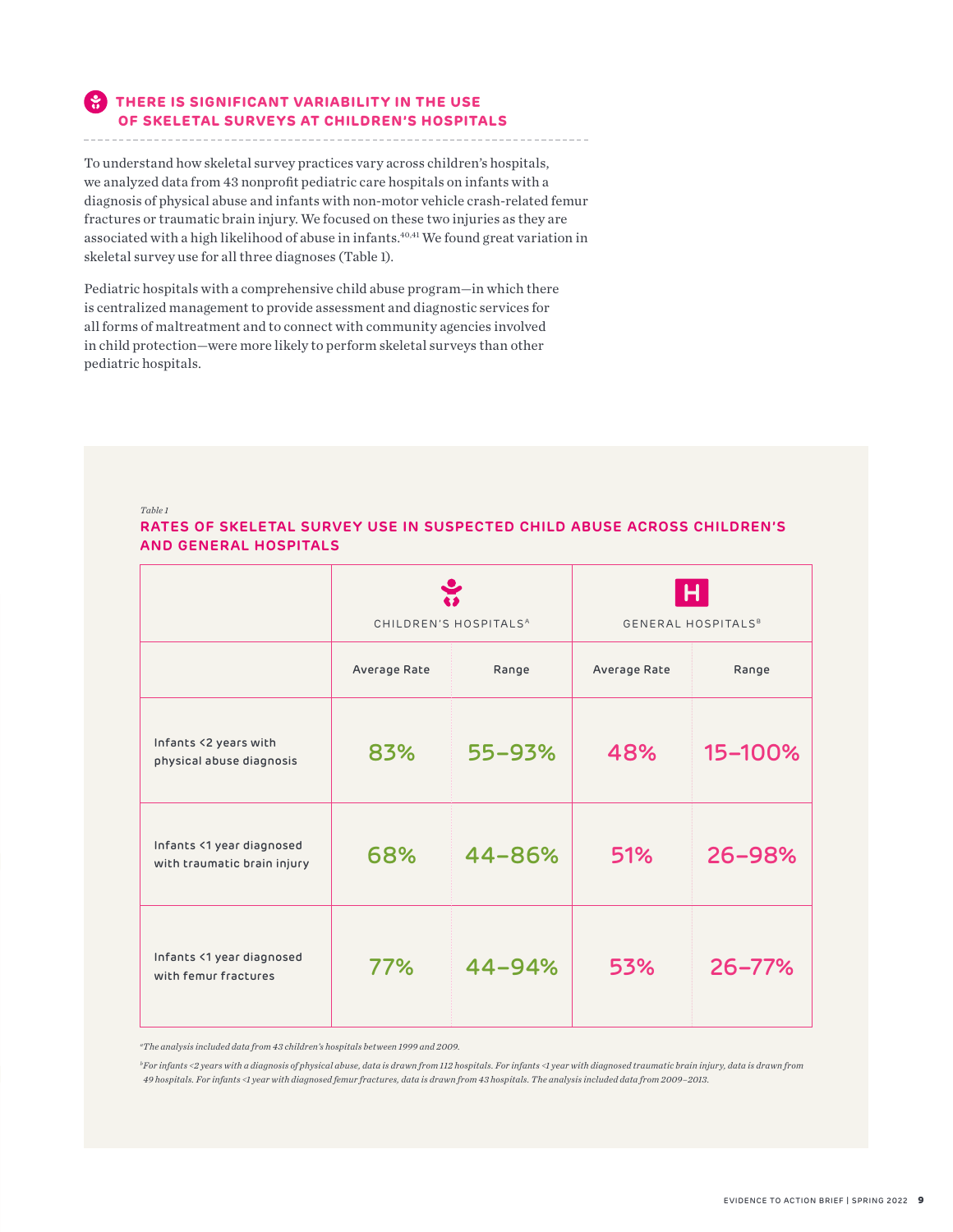## THERE IS SIGNIFICANT VARIABILITY IN THE USE OF SKELETAL SURVEYS AT CHILDREN'S HOSPITALS

To understand how skeletal survey practices vary across children's hospitals, we analyzed data from 43 nonprofit pediatric care hospitals on infants with a diagnosis of physical abuse and infants with non-motor vehicle crash-related femur fractures or traumatic brain injury. We focused on these two injuries as they are associated with a high likelihood of abuse in infants.[40,41] We found great variation in skeletal survey use for all three diagnoses (Table 1).

Pediatric hospitals with a comprehensive child abuse program—in which there is centralized management to provide assessment and diagnostic services for all forms of maltreatment and to connect with community agencies involved in child protection—were more likely to perform skeletal surveys than other pediatric hospitals.

*Table 1*

### RATES OF SKELETAL SURVEY USE IN SUSPECTED CHILD ABUSE ACROSS CHILDREN'S AND GENERAL HOSPITALS

| | CHILDREN'S HOSPITALS[A] | | GENERAL HOSPITALS[B] | |
|---|---|---|---|---|
| | Average Rate | Range | Average Rate | Range |
| Infants <2 years with physical abuse diagnosis | 83% | 55–93% | 48% | 15–100% |
| Infants <1 year diagnosed with traumatic brain injury | 68% | 44–86% | 51% | 26–98% |
| Infants <1 year diagnosed with femur fractures | 77% | 44–94% | 53% | 26–77% |

*[a]The analysis included data from 43 children's hospitals between 1999 and 2009.*

*[b]For infants <2 years with a diagnosis of physical abuse, data is drawn from 112 hospitals. For infants <1 year with diagnosed traumatic brain injury, data is drawn from 49 hospitals. For infants <1 year with diagnosed femur fractures, data is drawn from 43 hospitals. The analysis included data from 2009–2013.*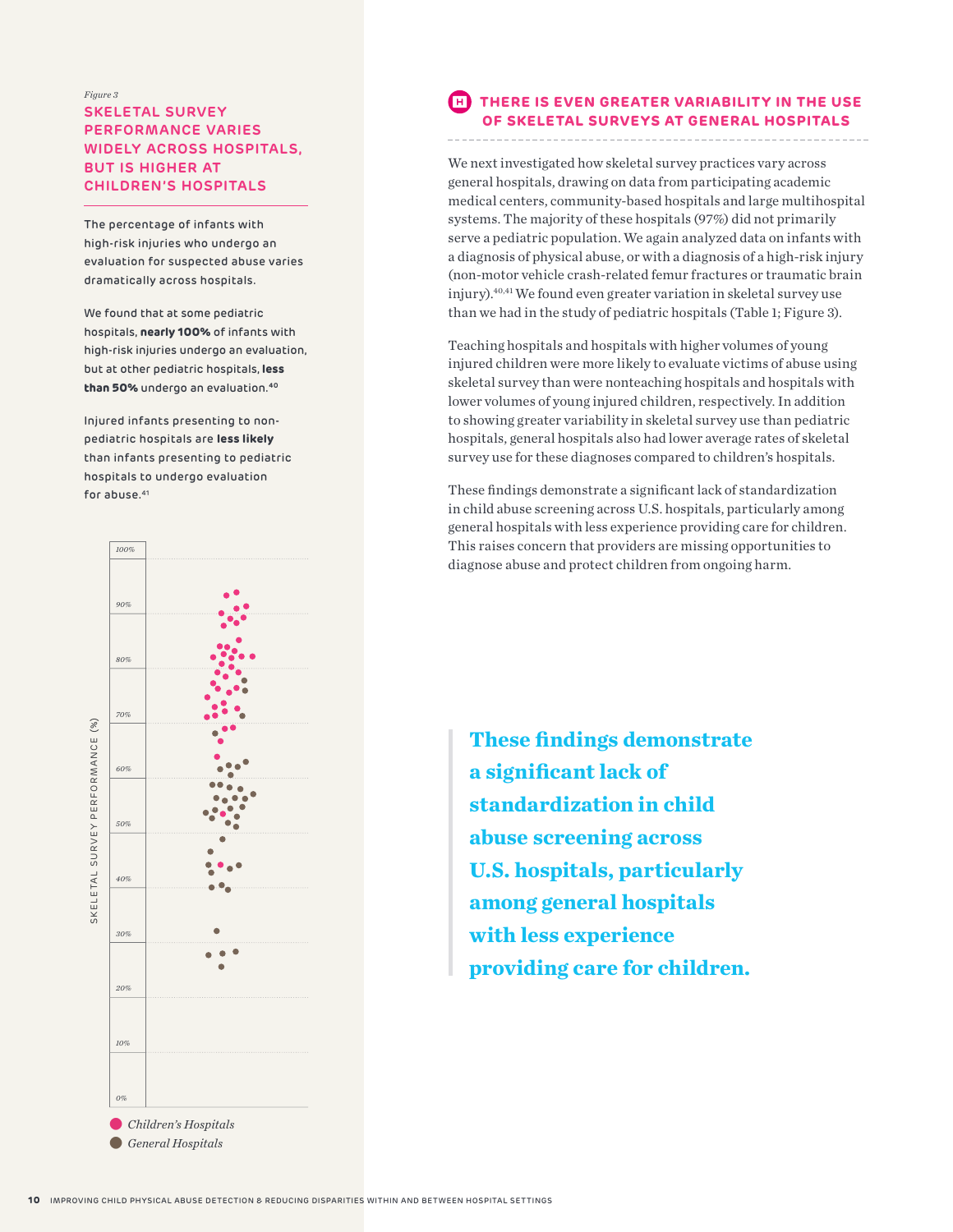*Figure 3*

### SKELETAL SURVEY PERFORMANCE VARIES WIDELY ACROSS HOSPITALS, BUT IS HIGHER AT CHILDREN'S HOSPITALS

The percentage of infants with high-risk injuries who undergo an evaluation for suspected abuse varies dramatically across hospitals.

We found that at some pediatric hospitals, **nearly 100%** of infants with high-risk injuries undergo an evaluation, but at other pediatric hospitals, **less than 50%** undergo an evaluation.[40]

Injured infants presenting to non-pediatric hospitals are **less likely** than infants presenting to pediatric hospitals to undergo evaluation for abuse.[41]

SKELETAL SURVEY PERFORMANCE (%)

100% 90% 80% 70% 60% 50% 40% 30% 20% 10% 0%

Children's Hospitals
General Hospitals

## H THERE IS EVEN GREATER VARIABILITY IN THE USE OF SKELETAL SURVEYS AT GENERAL HOSPITALS

We next investigated how skeletal survey practices vary across general hospitals, drawing on data from participating academic medical centers, community-based hospitals and large multihospital systems. The majority of these hospitals (97%) did not primarily serve a pediatric population. We again analyzed data on infants with a diagnosis of physical abuse, or with a diagnosis of a high-risk injury (non-motor vehicle crash-related femur fractures or traumatic brain injury).[40,41] We found even greater variation in skeletal survey use than we had in the study of pediatric hospitals (Table 1; Figure 3).

Teaching hospitals and hospitals with higher volumes of young injured children were more likely to evaluate victims of abuse using skeletal survey than were nonteaching hospitals and hospitals with lower volumes of young injured children, respectively. In addition to showing greater variability in skeletal survey use than pediatric hospitals, general hospitals also had lower average rates of skeletal survey use for these diagnoses compared to children's hospitals.

These findings demonstrate a significant lack of standardization in child abuse screening across U.S. hospitals, particularly among general hospitals with less experience providing care for children. This raises concern that providers are missing opportunities to diagnose abuse and protect children from ongoing harm.

> **These findings demonstrate a significant lack of standardization in child abuse screening across U.S. hospitals, particularly among general hospitals with less experience providing care for children.**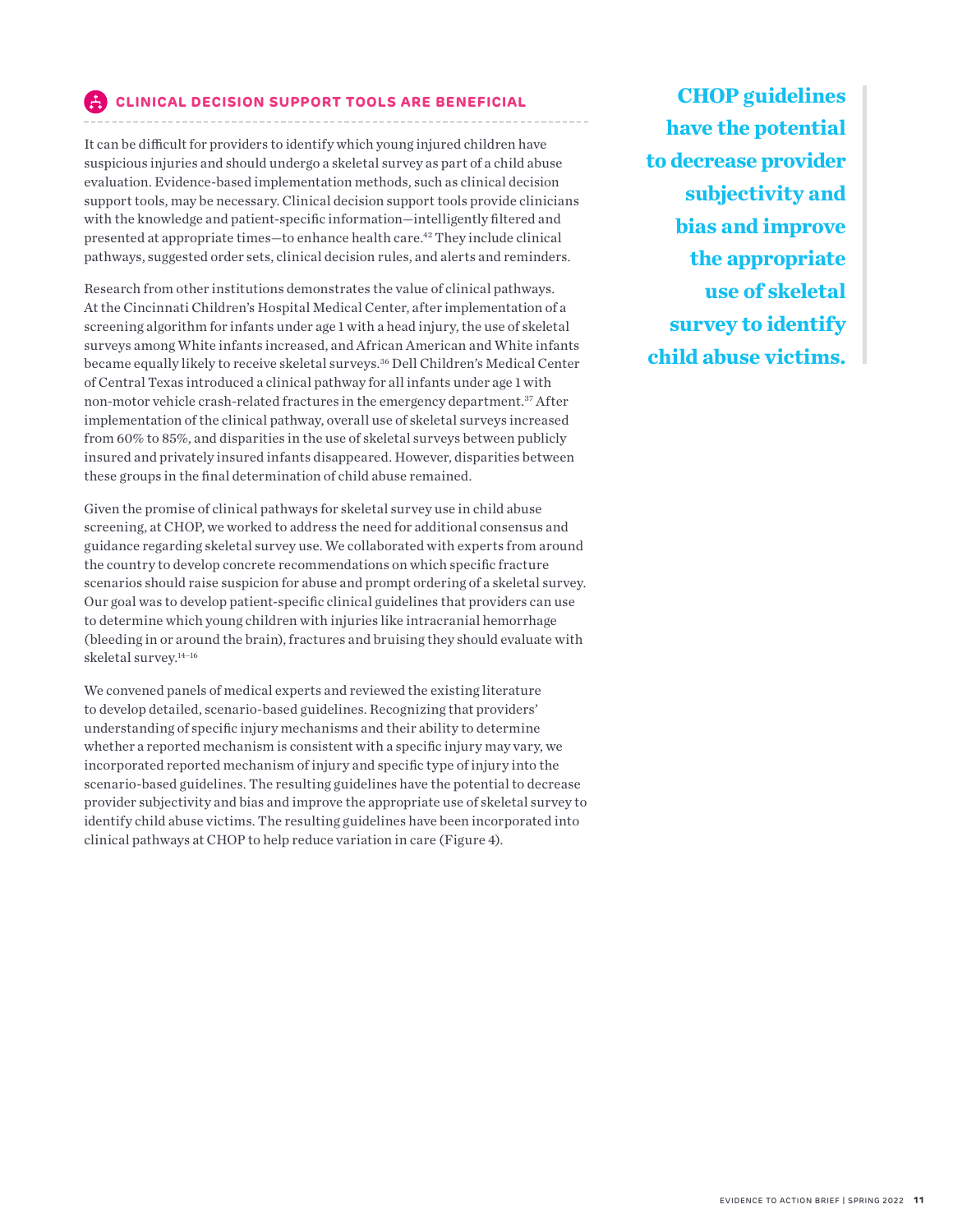## CLINICAL DECISION SUPPORT TOOLS ARE BENEFICIAL

It can be difficult for providers to identify which young injured children have suspicious injuries and should undergo a skeletal survey as part of a child abuse evaluation. Evidence-based implementation methods, such as clinical decision support tools, may be necessary. Clinical decision support tools provide clinicians with the knowledge and patient-specific information—intelligently filtered and presented at appropriate times—to enhance health care.[42] They include clinical pathways, suggested order sets, clinical decision rules, and alerts and reminders.

Research from other institutions demonstrates the value of clinical pathways. At the Cincinnati Children's Hospital Medical Center, after implementation of a screening algorithm for infants under age 1 with a head injury, the use of skeletal surveys among White infants increased, and African American and White infants became equally likely to receive skeletal surveys.[36] Dell Children's Medical Center of Central Texas introduced a clinical pathway for all infants under age 1 with non-motor vehicle crash-related fractures in the emergency department.[37] After implementation of the clinical pathway, overall use of skeletal surveys increased from 60% to 85%, and disparities in the use of skeletal surveys between publicly insured and privately insured infants disappeared. However, disparities between these groups in the final determination of child abuse remained.

Given the promise of clinical pathways for skeletal survey use in child abuse screening, at CHOP, we worked to address the need for additional consensus and guidance regarding skeletal survey use. We collaborated with experts from around the country to develop concrete recommendations on which specific fracture scenarios should raise suspicion for abuse and prompt ordering of a skeletal survey. Our goal was to develop patient-specific clinical guidelines that providers can use to determine which young children with injuries like intracranial hemorrhage (bleeding in or around the brain), fractures and bruising they should evaluate with skeletal survey.[14–16]

We convened panels of medical experts and reviewed the existing literature to develop detailed, scenario-based guidelines. Recognizing that providers' understanding of specific injury mechanisms and their ability to determine whether a reported mechanism is consistent with a specific injury may vary, we incorporated reported mechanism of injury and specific type of injury into the scenario-based guidelines. The resulting guidelines have the potential to decrease provider subjectivity and bias and improve the appropriate use of skeletal survey to identify child abuse victims. The resulting guidelines have been incorporated into clinical pathways at CHOP to help reduce variation in care (Figure 4).

> **CHOP guidelines have the potential to decrease provider subjectivity and bias and improve the appropriate use of skeletal survey to identify child abuse victims.**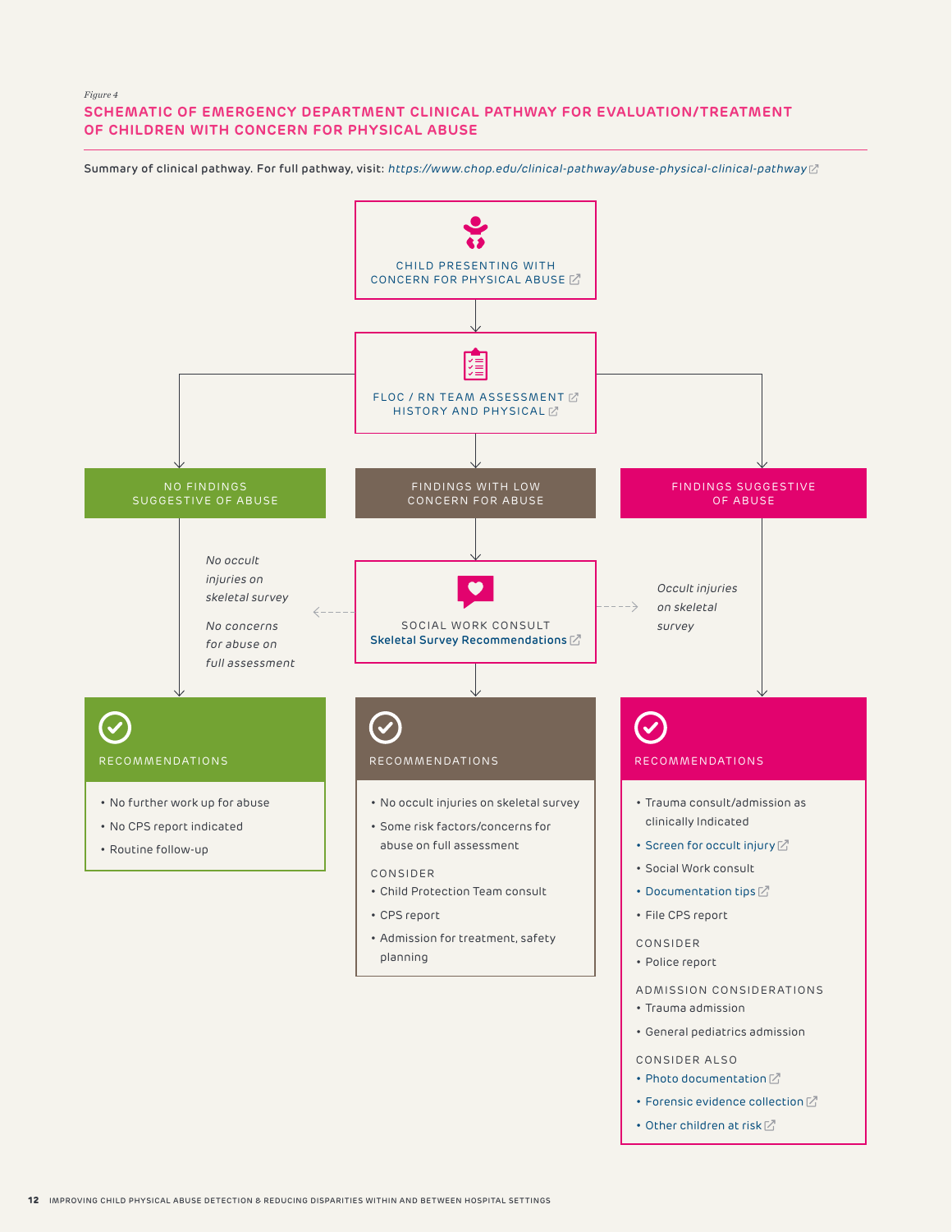*Figure 4*

## SCHEMATIC OF EMERGENCY DEPARTMENT CLINICAL PATHWAY FOR EVALUATION/TREATMENT OF CHILDREN WITH CONCERN FOR PHYSICAL ABUSE

Summary of clinical pathway. For full pathway, visit: *https://www.chop.edu/clinical-pathway/abuse-physical-clinical-pathway*

CHILD PRESENTING WITH CONCERN FOR PHYSICAL ABUSE

FLOC / RN TEAM ASSESSMENT
HISTORY AND PHYSICAL

### NO FINDINGS SUGGESTIVE OF ABUSE

*No occult injuries on skeletal survey*

*No concerns for abuse on full assessment*

**RECOMMENDATIONS**

- No further work up for abuse
- No CPS report indicated
- Routine follow-up

### FINDINGS WITH LOW CONCERN FOR ABUSE

SOCIAL WORK CONSULT
Skeletal Survey Recommendations

**RECOMMENDATIONS**

- No occult injuries on skeletal survey
- Some risk factors/concerns for abuse on full assessment

CONSIDER

- Child Protection Team consult
- CPS report
- Admission for treatment, safety planning

### FINDINGS SUGGESTIVE OF ABUSE

*Occult injuries on skeletal survey*

**RECOMMENDATIONS**

- Trauma consult/admission as clinically Indicated
- Screen for occult injury
- Social Work consult
- Documentation tips
- File CPS report

CONSIDER

- Police report

ADMISSION CONSIDERATIONS

- Trauma admission
- General pediatrics admission

CONSIDER ALSO

- Photo documentation
- Forensic evidence collection
- Other children at risk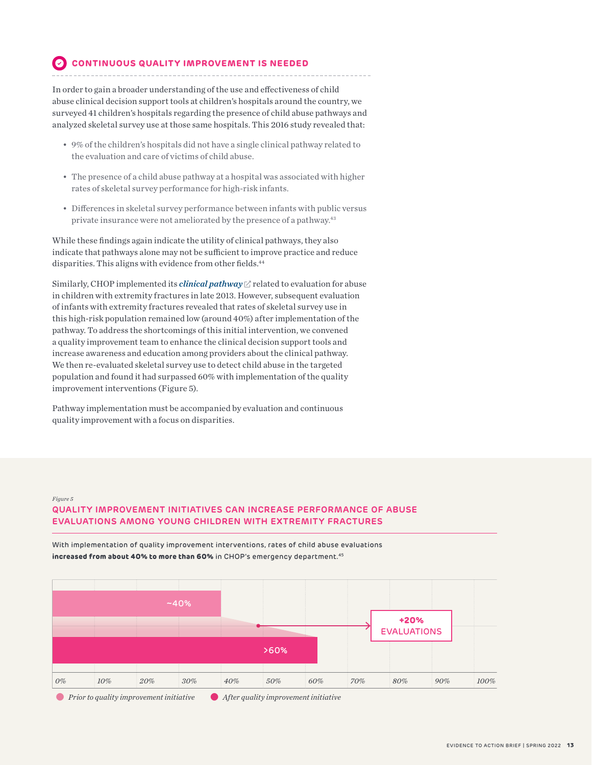## CONTINUOUS QUALITY IMPROVEMENT IS NEEDED

In order to gain a broader understanding of the use and effectiveness of child abuse clinical decision support tools at children's hospitals around the country, we surveyed 41 children's hospitals regarding the presence of child abuse pathways and analyzed skeletal survey use at those same hospitals. This 2016 study revealed that:

- 9% of the children's hospitals did not have a single clinical pathway related to the evaluation and care of victims of child abuse.
- The presence of a child abuse pathway at a hospital was associated with higher rates of skeletal survey performance for high-risk infants.
- Differences in skeletal survey performance between infants with public versus private insurance were not ameliorated by the presence of a pathway.[43]

While these findings again indicate the utility of clinical pathways, they also indicate that pathways alone may not be sufficient to improve practice and reduce disparities. This aligns with evidence from other fields.[44]

Similarly, CHOP implemented its ***clinical pathway*** related to evaluation for abuse in children with extremity fractures in late 2013. However, subsequent evaluation of infants with extremity fractures revealed that rates of skeletal survey use in this high-risk population remained low (around 40%) after implementation of the pathway. To address the shortcomings of this initial intervention, we convened a quality improvement team to enhance the clinical decision support tools and increase awareness and education among providers about the clinical pathway. We then re-evaluated skeletal survey use to detect child abuse in the targeted population and found it had surpassed 60% with implementation of the quality improvement interventions (Figure 5).

Pathway implementation must be accompanied by evaluation and continuous quality improvement with a focus on disparities.

*Figure 5*

### QUALITY IMPROVEMENT INITIATIVES CAN INCREASE PERFORMANCE OF ABUSE EVALUATIONS AMONG YOUNG CHILDREN WITH EXTREMITY FRACTURES

With implementation of quality improvement interventions, rates of child abuse evaluations **increased from about 40% to more than 60%** in CHOP's emergency department.[45]

| | Rate of child abuse evaluations |
|---|---|
| Prior to quality improvement initiative | ~40% |
| After quality improvement initiative | >60% |

+20% EVALUATIONS

0% 10% 20% 30% 40% 50% 60% 70% 80% 90% 100%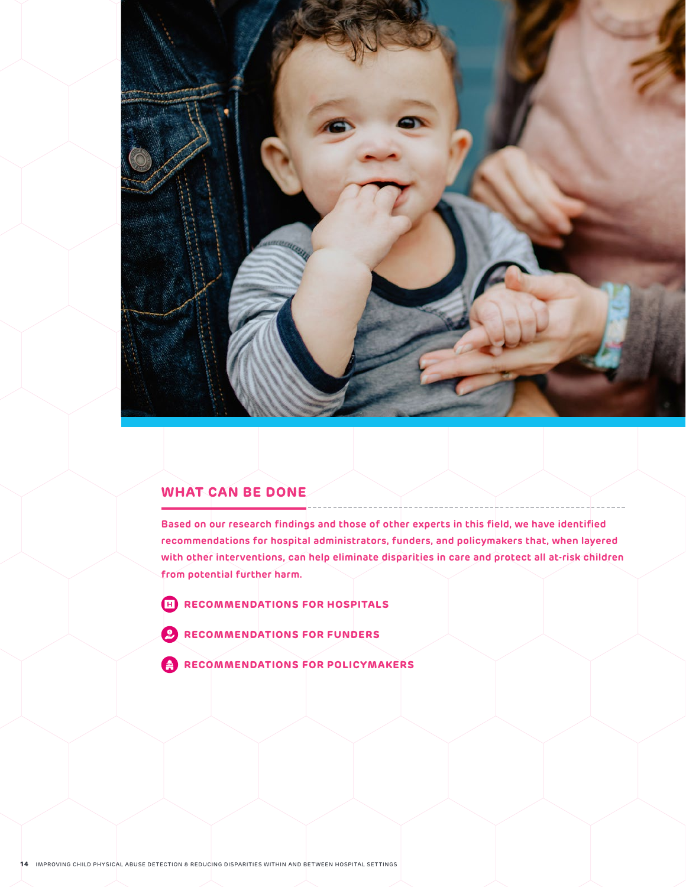## WHAT CAN BE DONE

**Based on our research findings and those of other experts in this field, we have identified recommendations for hospital administrators, funders, and policymakers that, when layered with other interventions, can help eliminate disparities in care and protect all at-risk children from potential further harm.**

- **RECOMMENDATIONS FOR HOSPITALS**
- **RECOMMENDATIONS FOR FUNDERS**
- **RECOMMENDATIONS FOR POLICYMAKERS**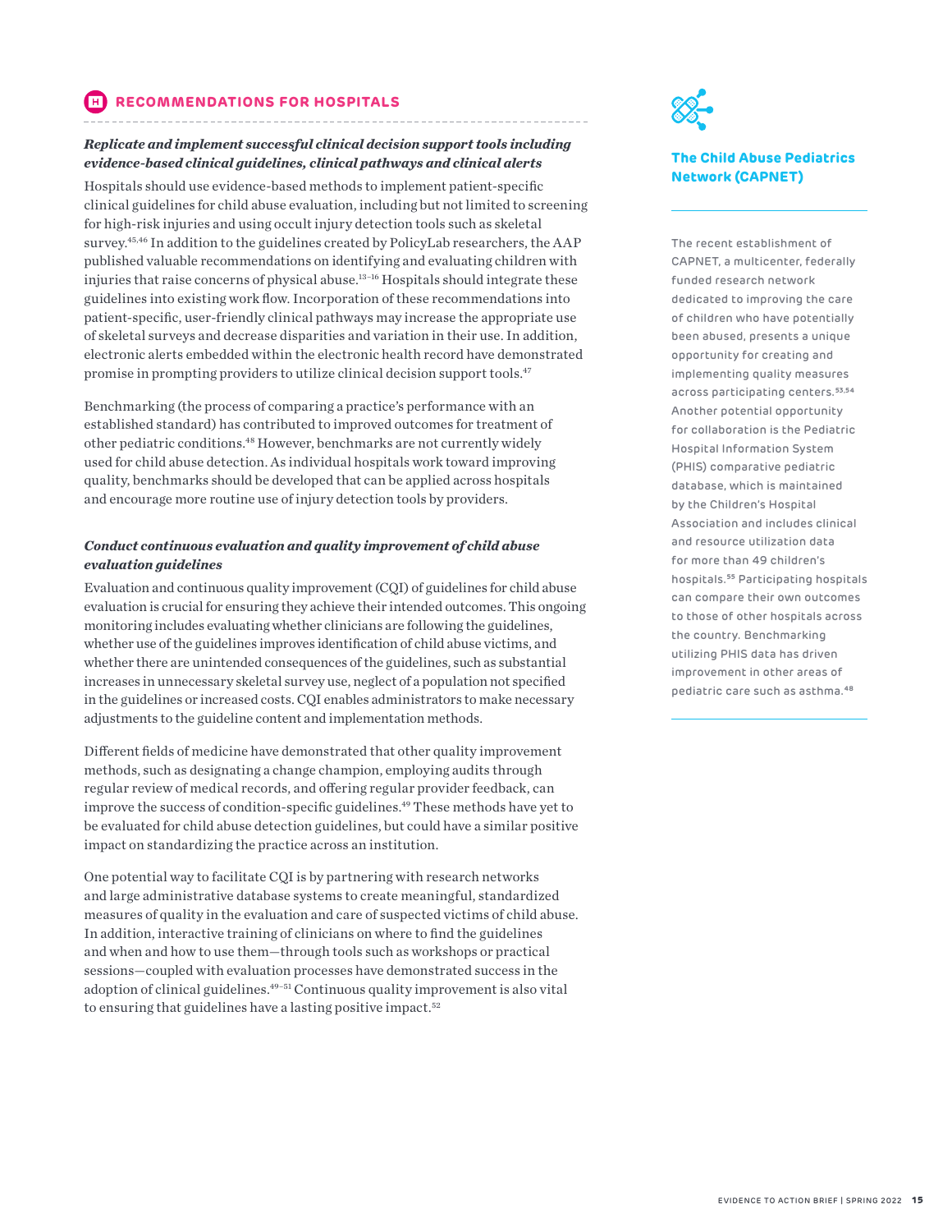## RECOMMENDATIONS FOR HOSPITALS

***Replicate and implement successful clinical decision support tools including evidence-based clinical guidelines, clinical pathways and clinical alerts***

Hospitals should use evidence-based methods to implement patient-specific clinical guidelines for child abuse evaluation, including but not limited to screening for high-risk injuries and using occult injury detection tools such as skeletal survey.[45,46] In addition to the guidelines created by PolicyLab researchers, the AAP published valuable recommendations on identifying and evaluating children with injuries that raise concerns of physical abuse.[13–16] Hospitals should integrate these guidelines into existing work flow. Incorporation of these recommendations into patient-specific, user-friendly clinical pathways may increase the appropriate use of skeletal surveys and decrease disparities and variation in their use. In addition, electronic alerts embedded within the electronic health record have demonstrated promise in prompting providers to utilize clinical decision support tools.[47]

Benchmarking (the process of comparing a practice's performance with an established standard) has contributed to improved outcomes for treatment of other pediatric conditions.[48] However, benchmarks are not currently widely used for child abuse detection. As individual hospitals work toward improving quality, benchmarks should be developed that can be applied across hospitals and encourage more routine use of injury detection tools by providers.

***Conduct continuous evaluation and quality improvement of child abuse evaluation guidelines***

Evaluation and continuous quality improvement (CQI) of guidelines for child abuse evaluation is crucial for ensuring they achieve their intended outcomes. This ongoing monitoring includes evaluating whether clinicians are following the guidelines, whether use of the guidelines improves identification of child abuse victims, and whether there are unintended consequences of the guidelines, such as substantial increases in unnecessary skeletal survey use, neglect of a population not specified in the guidelines or increased costs. CQI enables administrators to make necessary adjustments to the guideline content and implementation methods.

Different fields of medicine have demonstrated that other quality improvement methods, such as designating a change champion, employing audits through regular review of medical records, and offering regular provider feedback, can improve the success of condition-specific guidelines.[49] These methods have yet to be evaluated for child abuse detection guidelines, but could have a similar positive impact on standardizing the practice across an institution.

One potential way to facilitate CQI is by partnering with research networks and large administrative database systems to create meaningful, standardized measures of quality in the evaluation and care of suspected victims of child abuse. In addition, interactive training of clinicians on where to find the guidelines and when and how to use them—through tools such as workshops or practical sessions—coupled with evaluation processes have demonstrated success in the adoption of clinical guidelines.[49–51] Continuous quality improvement is also vital to ensuring that guidelines have a lasting positive impact.[52]

### The Child Abuse Pediatrics Network (CAPNET)

The recent establishment of CAPNET, a multicenter, federally funded research network dedicated to improving the care of children who have potentially been abused, presents a unique opportunity for creating and implementing quality measures across participating centers.[53,54] Another potential opportunity for collaboration is the Pediatric Hospital Information System (PHIS) comparative pediatric database, which is maintained by the Children's Hospital Association and includes clinical and resource utilization data for more than 49 children's hospitals.[55] Participating hospitals can compare their own outcomes to those of other hospitals across the country. Benchmarking utilizing PHIS data has driven improvement in other areas of pediatric care such as asthma.[48]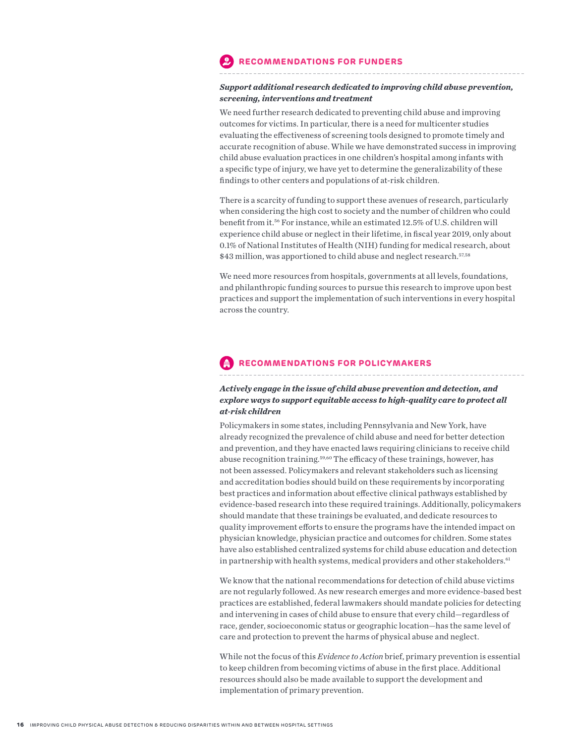## RECOMMENDATIONS FOR FUNDERS

***Support additional research dedicated to improving child abuse prevention, screening, interventions and treatment***

We need further research dedicated to preventing child abuse and improving outcomes for victims. In particular, there is a need for multicenter studies evaluating the effectiveness of screening tools designed to promote timely and accurate recognition of abuse. While we have demonstrated success in improving child abuse evaluation practices in one children's hospital among infants with a specific type of injury, we have yet to determine the generalizability of these findings to other centers and populations of at-risk children.

There is a scarcity of funding to support these avenues of research, particularly when considering the high cost to society and the number of children who could benefit from it.[56] For instance, while an estimated 12.5% of U.S. children will experience child abuse or neglect in their lifetime, in fiscal year 2019, only about 0.1% of National Institutes of Health (NIH) funding for medical research, about $43 million, was apportioned to child abuse and neglect research.[57,58]

We need more resources from hospitals, governments at all levels, foundations, and philanthropic funding sources to pursue this research to improve upon best practices and support the implementation of such interventions in every hospital across the country.

## RECOMMENDATIONS FOR POLICYMAKERS

***Actively engage in the issue of child abuse prevention and detection, and explore ways to support equitable access to high-quality care to protect all at-risk children***

Policymakers in some states, including Pennsylvania and New York, have already recognized the prevalence of child abuse and need for better detection and prevention, and they have enacted laws requiring clinicians to receive child abuse recognition training.[59,60] The efficacy of these trainings, however, has not been assessed. Policymakers and relevant stakeholders such as licensing and accreditation bodies should build on these requirements by incorporating best practices and information about effective clinical pathways established by evidence-based research into these required trainings. Additionally, policymakers should mandate that these trainings be evaluated, and dedicate resources to quality improvement efforts to ensure the programs have the intended impact on physician knowledge, physician practice and outcomes for children. Some states have also established centralized systems for child abuse education and detection in partnership with health systems, medical providers and other stakeholders.[61]

We know that the national recommendations for detection of child abuse victims are not regularly followed. As new research emerges and more evidence-based best practices are established, federal lawmakers should mandate policies for detecting and intervening in cases of child abuse to ensure that every child—regardless of race, gender, socioeconomic status or geographic location—has the same level of care and protection to prevent the harms of physical abuse and neglect.

While not the focus of this *Evidence to Action* brief, primary prevention is essential to keep children from becoming victims of abuse in the first place. Additional resources should also be made available to support the development and implementation of primary prevention.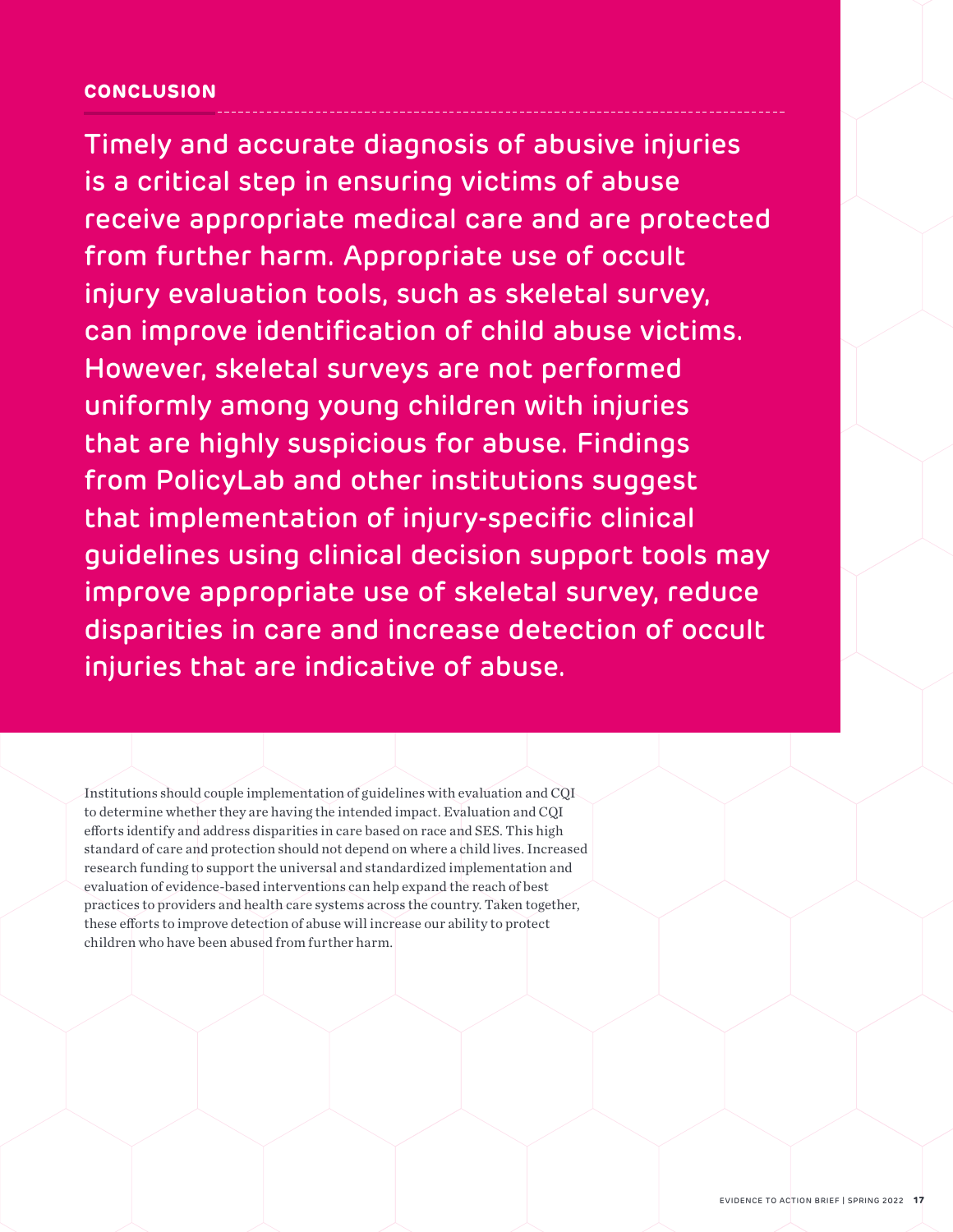## CONCLUSION

**Timely and accurate diagnosis of abusive injuries is a critical step in ensuring victims of abuse receive appropriate medical care and are protected from further harm. Appropriate use of occult injury evaluation tools, such as skeletal survey, can improve identification of child abuse victims. However, skeletal surveys are not performed uniformly among young children with injuries that are highly suspicious for abuse. Findings from PolicyLab and other institutions suggest that implementation of injury-specific clinical guidelines using clinical decision support tools may improve appropriate use of skeletal survey, reduce disparities in care and increase detection of occult injuries that are indicative of abuse.**

Institutions should couple implementation of guidelines with evaluation and CQI to determine whether they are having the intended impact. Evaluation and CQI efforts identify and address disparities in care based on race and SES. This high standard of care and protection should not depend on where a child lives. Increased research funding to support the universal and standardized implementation and evaluation of evidence-based interventions can help expand the reach of best practices to providers and health care systems across the country. Taken together, these efforts to improve detection of abuse will increase our ability to protect children who have been abused from further harm.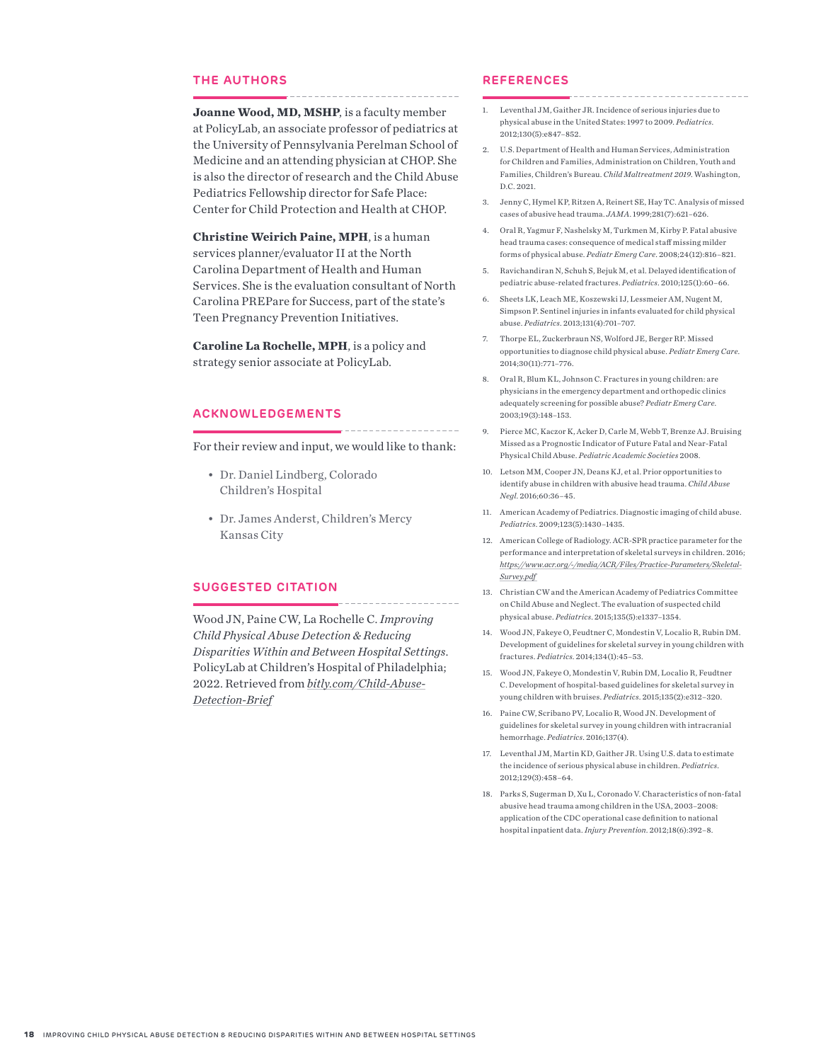## THE AUTHORS

**Joanne Wood, MD, MSHP**, is a faculty member at PolicyLab, an associate professor of pediatrics at the University of Pennsylvania Perelman School of Medicine and an attending physician at CHOP. She is also the director of research and the Child Abuse Pediatrics Fellowship director for Safe Place: Center for Child Protection and Health at CHOP.

**Christine Weirich Paine, MPH**, is a human services planner/evaluator II at the North Carolina Department of Health and Human Services. She is the evaluation consultant of North Carolina PREPare for Success, part of the state's Teen Pregnancy Prevention Initiatives.

**Caroline La Rochelle, MPH**, is a policy and strategy senior associate at PolicyLab.

## ACKNOWLEDGEMENTS

For their review and input, we would like to thank:

- Dr. Daniel Lindberg, Colorado Children's Hospital
- Dr. James Anderst, Children's Mercy Kansas City

## SUGGESTED CITATION

Wood JN, Paine CW, La Rochelle C. *Improving Child Physical Abuse Detection & Reducing Disparities Within and Between Hospital Settings*. PolicyLab at Children's Hospital of Philadelphia; 2022. Retrieved from *bitly.com/Child-Abuse-Detection-Brief*

## REFERENCES

1. Leventhal JM, Gaither JR. Incidence of serious injuries due to physical abuse in the United States: 1997 to 2009. *Pediatrics*. 2012;130(5):e847–852.
2. U.S. Department of Health and Human Services, Administration for Children and Families, Administration on Children, Youth and Families, Children's Bureau. *Child Maltreatment 2019*. Washington, D.C. 2021.
3. Jenny C, Hymel KP, Ritzen A, Reinert SE, Hay TC. Analysis of missed cases of abusive head trauma. *JAMA*. 1999;281(7):621–626.
4. Oral R, Yagmur F, Nashelsky M, Turkmen M, Kirby P. Fatal abusive head trauma cases: consequence of medical staff missing milder forms of physical abuse. *Pediatr Emerg Care*. 2008;24(12):816–821.
5. Ravichandiran N, Schuh S, Bejuk M, et al. Delayed identification of pediatric abuse-related fractures. *Pediatrics*. 2010;125(1):60–66.
6. Sheets LK, Leach ME, Koszewski IJ, Lessmeier AM, Nugent M, Simpson P. Sentinel injuries in infants evaluated for child physical abuse. *Pediatrics*. 2013;131(4):701–707.
7. Thorpe EL, Zuckerbraun NS, Wolford JE, Berger RP. Missed opportunities to diagnose child physical abuse. *Pediatr Emerg Care*. 2014;30(11):771–776.
8. Oral R, Blum KL, Johnson C. Fractures in young children: are physicians in the emergency department and orthopedic clinics adequately screening for possible abuse? *Pediatr Emerg Care*. 2003;19(3):148–153.
9. Pierce MC, Kaczor K, Acker D, Carle M, Webb T, Brenze AJ. Bruising Missed as a Prognostic Indicator of Future Fatal and Near-Fatal Physical Child Abuse. *Pediatric Academic Societies* 2008.
10. Letson MM, Cooper JN, Deans KJ, et al. Prior opportunities to identify abuse in children with abusive head trauma. *Child Abuse Negl*. 2016;60:36–45.
11. American Academy of Pediatrics. Diagnostic imaging of child abuse. *Pediatrics*. 2009;123(5):1430–1435.
12. American College of Radiology. ACR-SPR practice parameter for the performance and interpretation of skeletal surveys in children. 2016; *https://www.acr.org/-/media/ACR/Files/Practice-Parameters/Skeletal-Survey.pdf*
13. Christian CW and the American Academy of Pediatrics Committee on Child Abuse and Neglect. The evaluation of suspected child physical abuse. *Pediatrics*. 2015;135(5):e1337–1354.
14. Wood JN, Fakeye O, Feudtner C, Mondestin V, Localio R, Rubin DM. Development of guidelines for skeletal survey in young children with fractures. *Pediatrics*. 2014;134(1):45–53.
15. Wood JN, Fakeye O, Mondestin V, Rubin DM, Localio R, Feudtner C. Development of hospital-based guidelines for skeletal survey in young children with bruises. *Pediatrics*. 2015;135(2):e312–320.
16. Paine CW, Scribano PV, Localio R, Wood JN. Development of guidelines for skeletal survey in young children with intracranial hemorrhage. *Pediatrics*. 2016;137(4).
17. Leventhal JM, Martin KD, Gaither JR. Using U.S. data to estimate the incidence of serious physical abuse in children. *Pediatrics*. 2012;129(3):458–64.
18. Parks S, Sugerman D, Xu L, Coronado V. Characteristics of non-fatal abusive head trauma among children in the USA, 2003–2008: application of the CDC operational case definition to national hospital inpatient data. *Injury Prevention*. 2012;18(6):392–8.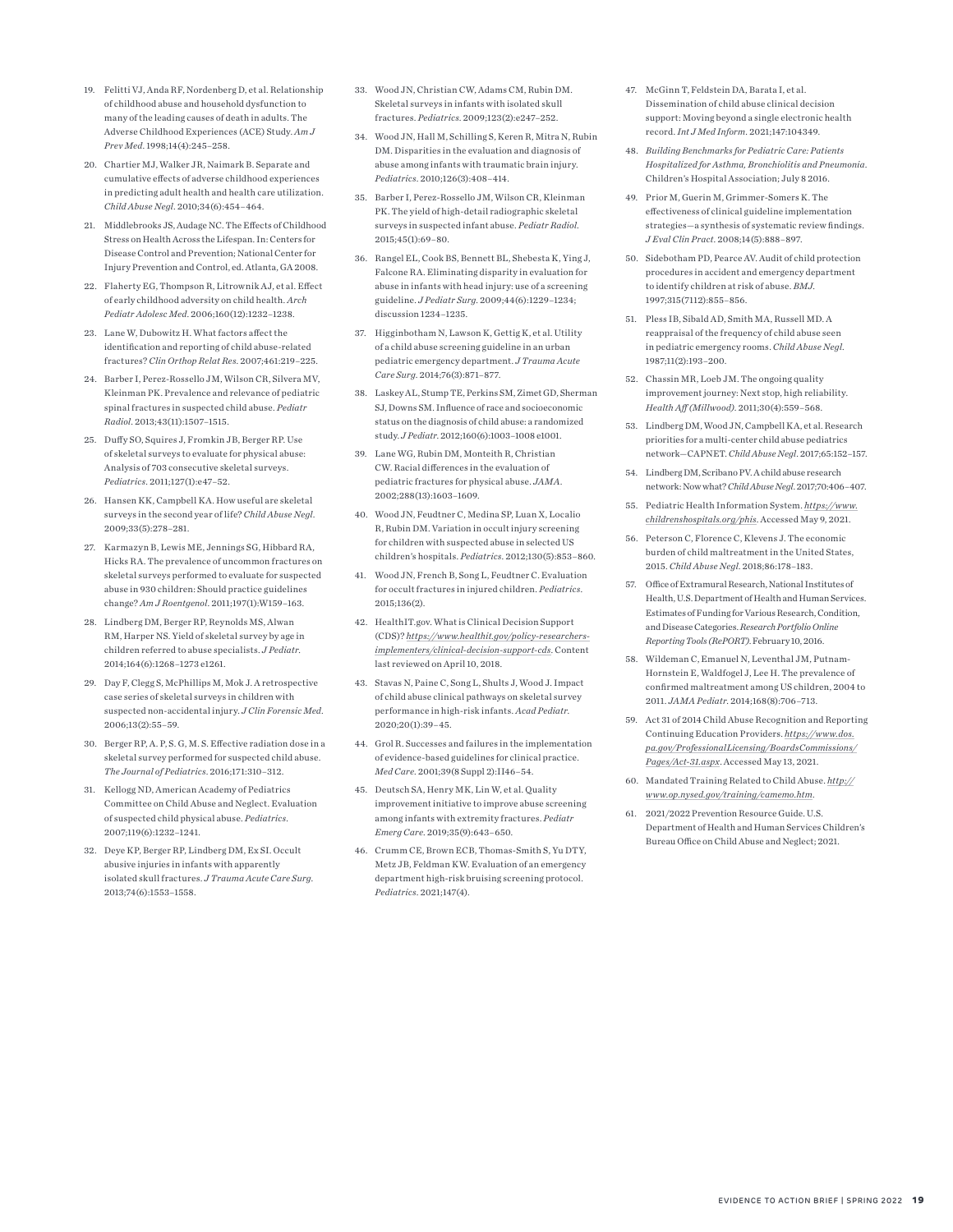19. Felitti VJ, Anda RF, Nordenberg D, et al. Relationship of childhood abuse and household dysfunction to many of the leading causes of death in adults. The Adverse Childhood Experiences (ACE) Study. *Am J Prev Med*. 1998;14(4):245–258.
20. Chartier MJ, Walker JR, Naimark B. Separate and cumulative effects of adverse childhood experiences in predicting adult health and health care utilization. *Child Abuse Negl*. 2010;34(6):454–464.
21. Middlebrooks JS, Audage NC. The Effects of Childhood Stress on Health Across the Lifespan. In: Centers for Disease Control and Prevention; National Center for Injury Prevention and Control, ed. Atlanta, GA 2008.
22. Flaherty EG, Thompson R, Litrownik AJ, et al. Effect of early childhood adversity on child health. *Arch Pediatr Adolesc Med*. 2006;160(12):1232–1238.
23. Lane W, Dubowitz H. What factors affect the identification and reporting of child abuse-related fractures? *Clin Orthop Relat Res*. 2007;461:219–225.
24. Barber I, Perez-Rossello JM, Wilson CR, Silvera MV, Kleinman PK. Prevalence and relevance of pediatric spinal fractures in suspected child abuse. *Pediatr Radiol*. 2013;43(11):1507–1515.
25. Duffy SO, Squires J, Fromkin JB, Berger RP. Use of skeletal surveys to evaluate for physical abuse: Analysis of 703 consecutive skeletal surveys. *Pediatrics*. 2011;127(1):e47–52.
26. Hansen KK, Campbell KA. How useful are skeletal surveys in the second year of life? *Child Abuse Negl*. 2009;33(5):278–281.
27. Karmazyn B, Lewis ME, Jennings SG, Hibbard RA, Hicks RA. The prevalence of uncommon fractures on skeletal surveys performed to evaluate for suspected abuse in 930 children: Should practice guidelines change? *Am J Roentgenol*. 2011;197(1):W159–163.
28. Lindberg DM, Berger RP, Reynolds MS, Alwan RM, Harper NS. Yield of skeletal survey by age in children referred to abuse specialists. *J Pediatr*. 2014;164(6):1268–1273 e1261.
29. Day F, Clegg S, McPhillips M, Mok J. A retrospective case series of skeletal surveys in children with suspected non-accidental injury. *J Clin Forensic Med*. 2006;13(2):55–59.
30. Berger RP, A. P, S. G, M. S. Effective radiation dose in a skeletal survey performed for suspected child abuse. *The Journal of Pediatrics*. 2016;171:310–312.
31. Kellogg ND, American Academy of Pediatrics Committee on Child Abuse and Neglect. Evaluation of suspected child physical abuse. *Pediatrics*. 2007;119(6):1232–1241.
32. Deye KP, Berger RP, Lindberg DM, Ex SI. Occult abusive injuries in infants with apparently isolated skull fractures. *J Trauma Acute Care Surg*. 2013;74(6):1553–1558.
33. Wood JN, Christian CW, Adams CM, Rubin DM. Skeletal surveys in infants with isolated skull fractures. *Pediatrics*. 2009;123(2):e247–252.
34. Wood JN, Hall M, Schilling S, Keren R, Mitra N, Rubin DM. Disparities in the evaluation and diagnosis of abuse among infants with traumatic brain injury. *Pediatrics*. 2010;126(3):408–414.
35. Barber I, Perez-Rossello JM, Wilson CR, Kleinman PK. The yield of high-detail radiographic skeletal surveys in suspected infant abuse. *Pediatr Radiol*. 2015;45(1):69–80.
36. Rangel EL, Cook BS, Bennett BL, Shebesta K, Ying J, Falcone RA. Eliminating disparity in evaluation for abuse in infants with head injury: use of a screening guideline. *J Pediatr Surg*. 2009;44(6):1229–1234; discussion 1234–1235.
37. Higginbotham N, Lawson K, Gettig K, et al. Utility of a child abuse screening guideline in an urban pediatric emergency department. *J Trauma Acute Care Surg*. 2014;76(3):871–877.
38. Laskey AL, Stump TE, Perkins SM, Zimet GD, Sherman SJ, Downs SM. Influence of race and socioeconomic status on the diagnosis of child abuse: a randomized study. *J Pediatr*. 2012;160(6):1003–1008 e1001.
39. Lane WG, Rubin DM, Monteith R, Christian CW. Racial differences in the evaluation of pediatric fractures for physical abuse. *JAMA*. 2002;288(13):1603–1609.
40. Wood JN, Feudtner C, Medina SP, Luan X, Localio R, Rubin DM. Variation in occult injury screening for children with suspected abuse in selected US children's hospitals. *Pediatrics*. 2012;130(5):853–860.
41. Wood JN, French B, Song L, Feudtner C. Evaluation for occult fractures in injured children. *Pediatrics*. 2015;136(2).
42. HealthIT.gov. What is Clinical Decision Support (CDS)? *https://www.healthit.gov/policy-researchers-implementers/clinical-decision-support-cds*. Content last reviewed on April 10, 2018.
43. Stavas N, Paine C, Song L, Shults J, Wood J. Impact of child abuse clinical pathways on skeletal survey performance in high-risk infants. *Acad Pediatr*. 2020;20(1):39–45.
44. Grol R. Successes and failures in the implementation of evidence-based guidelines for clinical practice. *Med Care*. 2001;39(8 Suppl 2):II46–54.
45. Deutsch SA, Henry MK, Lin W, et al. Quality improvement initiative to improve abuse screening among infants with extremity fractures. *Pediatr Emerg Care*. 2019;35(9):643–650.
46. Crumm CE, Brown ECB, Thomas-Smith S, Yu DTY, Metz JB, Feldman KW. Evaluation of an emergency department high-risk bruising screening protocol. *Pediatrics*. 2021;147(4).
47. McGinn T, Feldstein DA, Barata I, et al. Dissemination of child abuse clinical decision support: Moving beyond a single electronic health record. *Int J Med Inform*. 2021;147:104349.
48. *Building Benchmarks for Pediatric Care: Patients Hospitalized for Asthma, Bronchiolitis and Pneumonia*. Children's Hospital Association; July 8 2016.
49. Prior M, Guerin M, Grimmer-Somers K. The effectiveness of clinical guideline implementation strategies—a synthesis of systematic review findings. *J Eval Clin Pract*. 2008;14(5):888–897.
50. Sidebotham PD, Pearce AV. Audit of child protection procedures in accident and emergency department to identify children at risk of abuse. *BMJ*. 1997;315(7112):855–856.
51. Pless IB, Sibald AD, Smith MA, Russell MD. A reappraisal of the frequency of child abuse seen in pediatric emergency rooms. *Child Abuse Negl*. 1987;11(2):193–200.
52. Chassin MR, Loeb JM. The ongoing quality improvement journey: Next stop, high reliability. *Health Aff (Millwood)*. 2011;30(4):559–568.
53. Lindberg DM, Wood JN, Campbell KA, et al. Research priorities for a multi-center child abuse pediatrics network—CAPNET. *Child Abuse Negl*. 2017;65:152–157.
54. Lindberg DM, Scribano PV. A child abuse research network: Now what? *Child Abuse Negl*. 2017;70:406–407.
55. Pediatric Health Information System. *https://www.childrenshospitals.org/phis*. Accessed May 9, 2021.
56. Peterson C, Florence C, Klevens J. The economic burden of child maltreatment in the United States, 2015. *Child Abuse Negl*. 2018;86:178–183.
57. Office of Extramural Research, National Institutes of Health, U.S. Department of Health and Human Services. Estimates of Funding for Various Research, Condition, and Disease Categories. *Research Portfolio Online Reporting Tools (RePORT)*. February 10, 2016.
58. Wildeman C, Emanuel N, Leventhal JM, Putnam-Hornstein E, Waldfogel J, Lee H. The prevalence of confirmed maltreatment among US children, 2004 to 2011. *JAMA Pediatr*. 2014;168(8):706–713.
59. Act 31 of 2014 Child Abuse Recognition and Reporting Continuing Education Providers. *https://www.dos.pa.gov/ProfessionalLicensing/BoardsCommissions/Pages/Act-31.aspx*. Accessed May 13, 2021.
60. Mandated Training Related to Child Abuse. *http://www.op.nysed.gov/training/camemo.htm*.
61. 2021/2022 Prevention Resource Guide. U.S. Department of Health and Human Services Children's Bureau Office on Child Abuse and Neglect; 2021.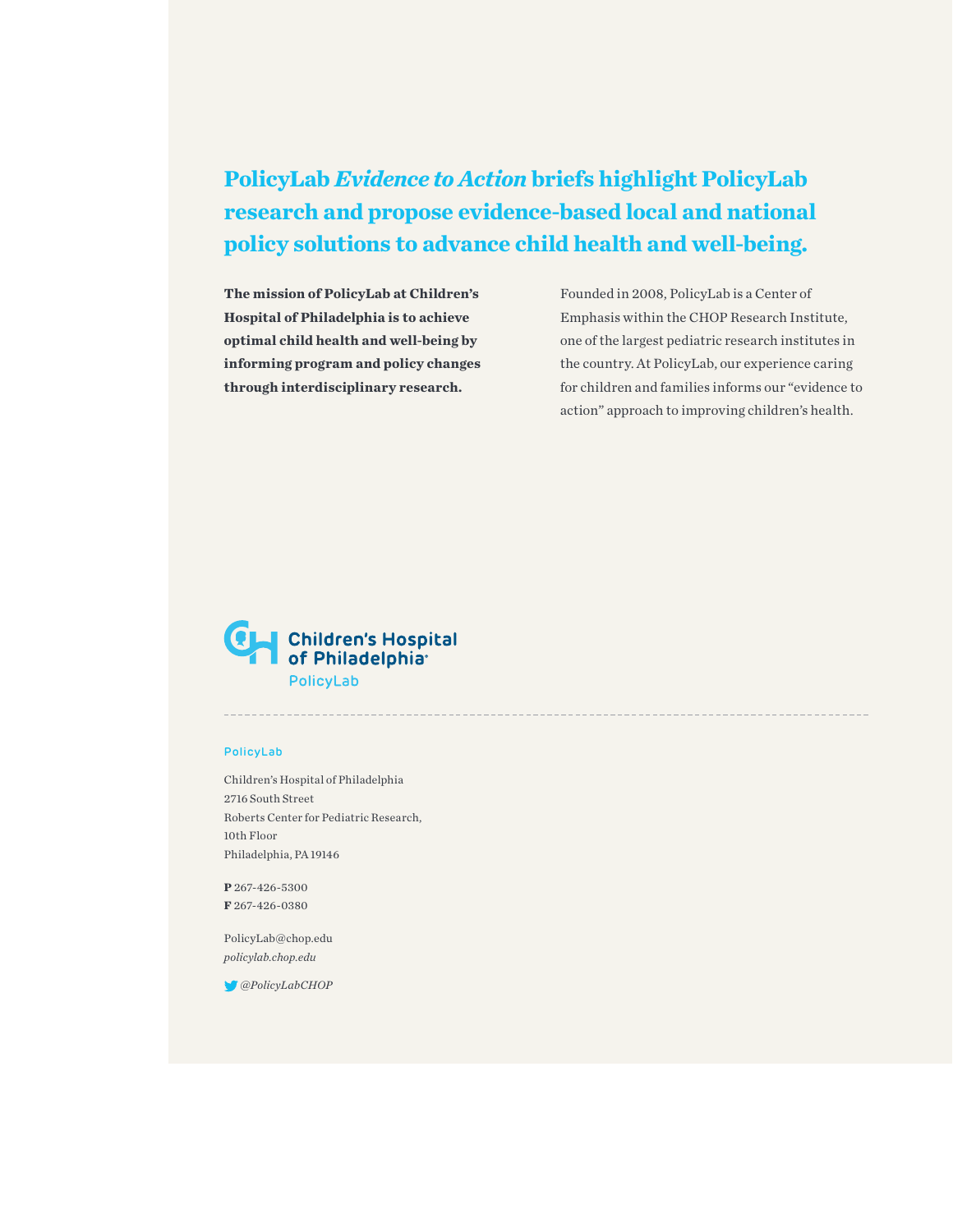## PolicyLab *Evidence to Action* briefs highlight PolicyLab research and propose evidence-based local and national policy solutions to advance child health and well-being.

**The mission of PolicyLab at Children's Hospital of Philadelphia is to achieve optimal child health and well-being by informing program and policy changes through interdisciplinary research.**

Founded in 2008, PolicyLab is a Center of Emphasis within the CHOP Research Institute, one of the largest pediatric research institutes in the country. At PolicyLab, our experience caring for children and families informs our "evidence to action" approach to improving children's health.

Children's Hospital of Philadelphia
PolicyLab

---

PolicyLab

Children's Hospital of Philadelphia
2716 South Street
Roberts Center for Pediatric Research,
10th Floor
Philadelphia, PA 19146

**P** 267-426-5300
**F** 267-426-0380

PolicyLab@chop.edu
*policylab.chop.edu*

*@PolicyLabCHOP*